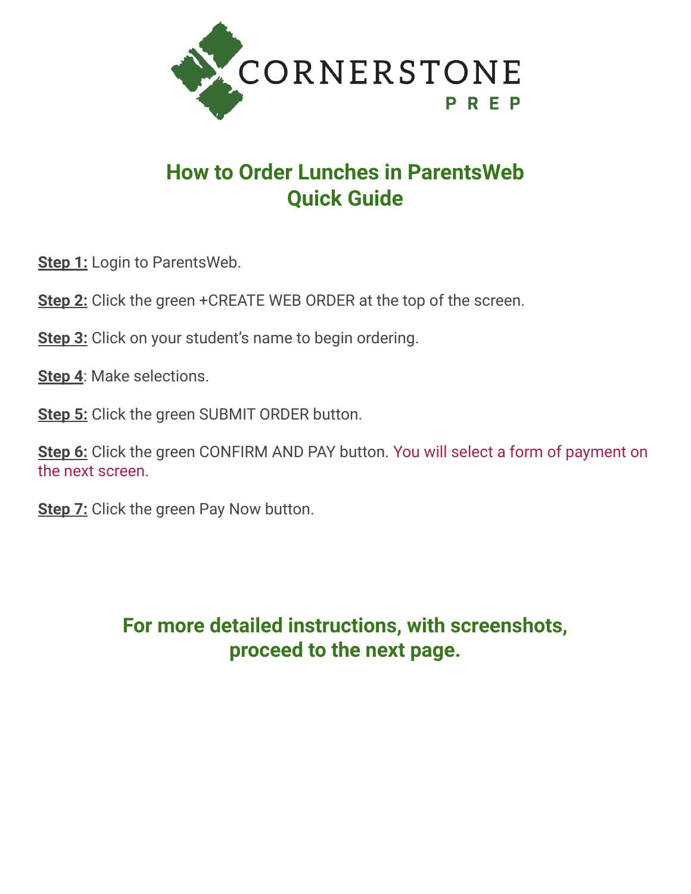CORNERSTONE PREP

# How to Order Lunches in ParentsWeb
# Quick Guide

**Step 1:** Login to ParentsWeb.

**Step 2:** Click the green +CREATE WEB ORDER at the top of the screen.

**Step 3:** Click on your student's name to begin ordering.

**Step 4**: Make selections.

**Step 5:** Click the green SUBMIT ORDER button.

**Step 6:** Click the green CONFIRM AND PAY button. You will select a form of payment on the next screen.

**Step 7:** Click the green Pay Now button.

## For more detailed instructions, with screenshots, proceed to the next page.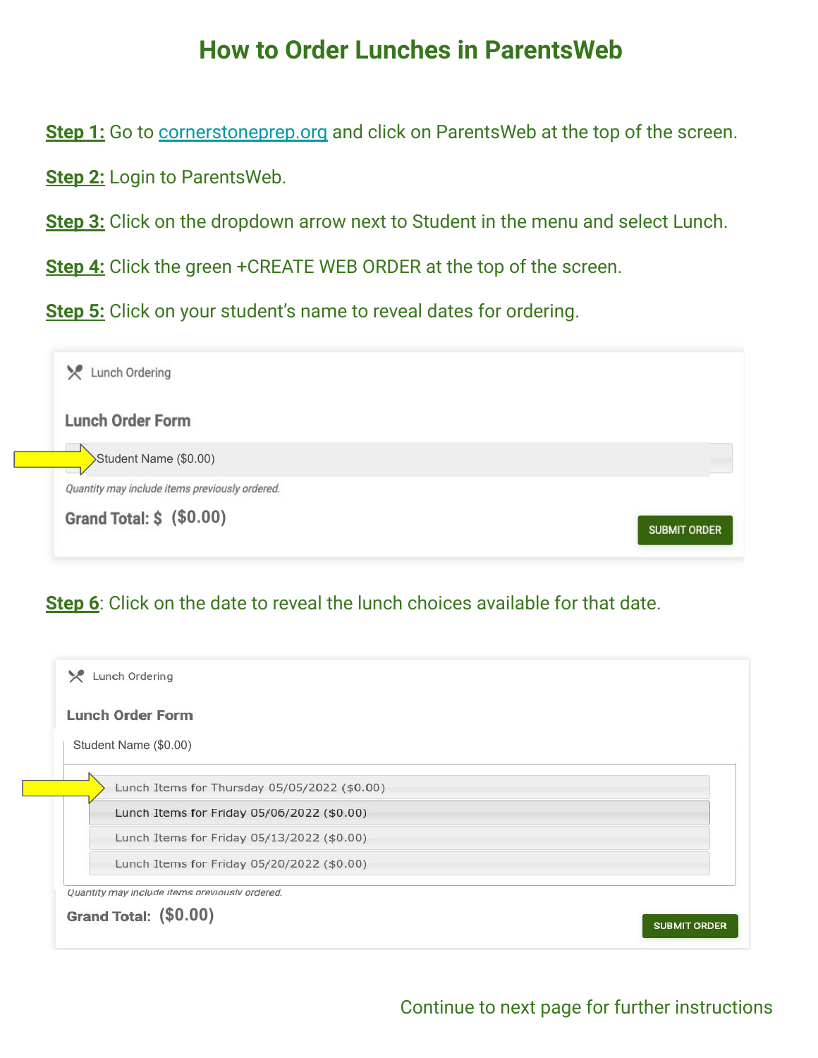# How to Order Lunches in ParentsWeb

**Step 1:** Go to cornerstoneprep.org and click on ParentsWeb at the top of the screen.

**Step 2:** Login to ParentsWeb.

**Step 3:** Click on the dropdown arrow next to Student in the menu and select Lunch.

**Step 4:** Click the green +CREATE WEB ORDER at the top of the screen.

**Step 5:** Click on your student's name to reveal dates for ordering.

Lunch Ordering

Lunch Order Form

Student Name ($0.00)

*Quantity may include items previously ordered.*

**Grand Total: $ ($0.00)**

SUBMIT ORDER

**Step 6**: Click on the date to reveal the lunch choices available for that date.

Lunch Ordering

Lunch Order Form

Student Name ($0.00)

Lunch Items for Thursday 05/05/2022 ($0.00)

Lunch Items for Friday 05/06/2022 ($0.00)

Lunch Items for Friday 05/13/2022 ($0.00)

Lunch Items for Friday 05/20/2022 ($0.00)

*Quantity may include items previously ordered.*

**Grand Total: ($0.00)**

SUBMIT ORDER

Continue to next page for further instructions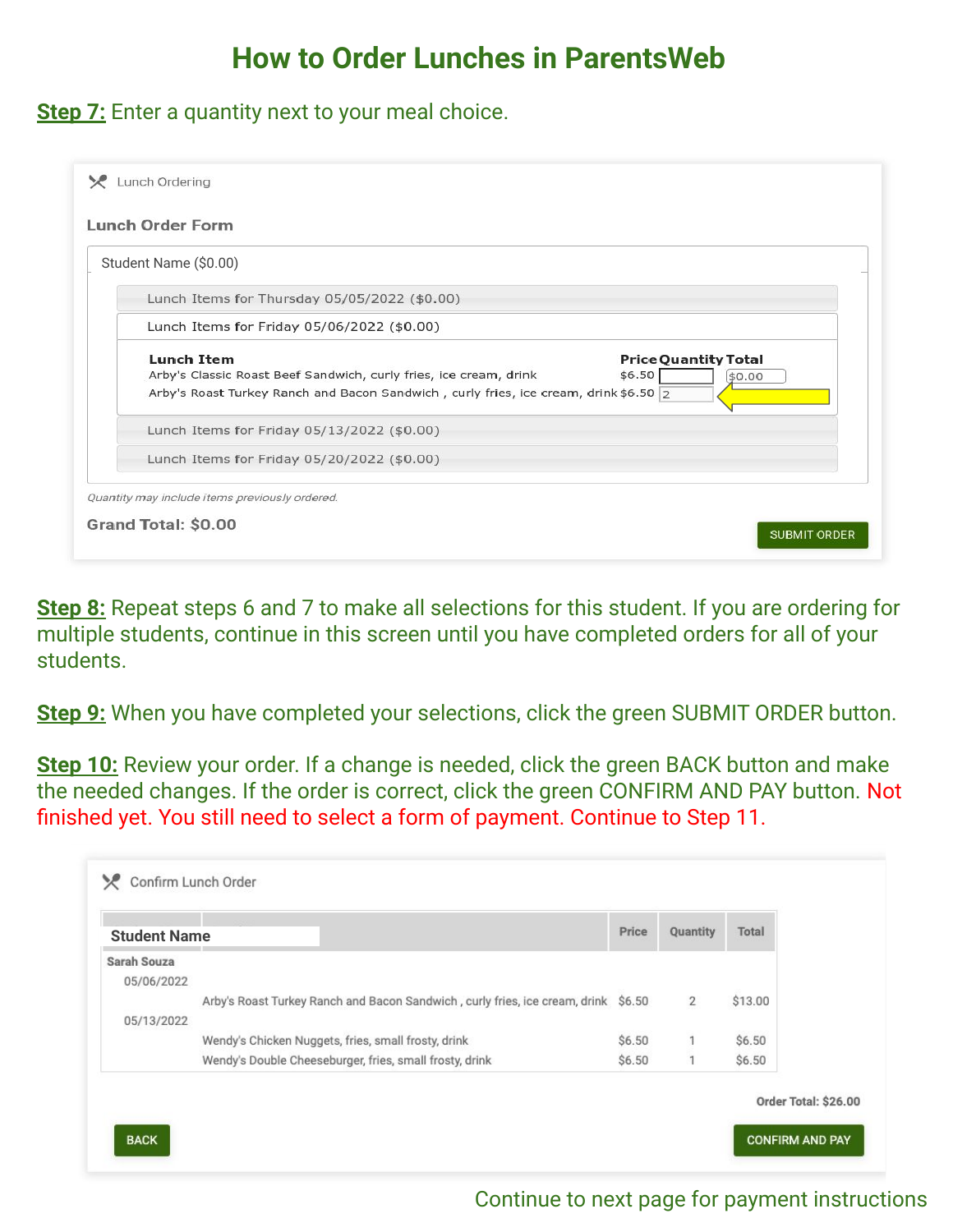# How to Order Lunches in ParentsWeb

**Step 7:** Enter a quantity next to your meal choice.

Lunch Ordering

**Lunch Order Form**

Student Name ($0.00)

Lunch Items for Thursday 05/05/2022 ($0.00)

Lunch Items for Friday 05/06/2022 ($0.00)

| Lunch Item | Price | Quantity | Total |
|---|---|---|---|
| Arby's Classic Roast Beef Sandwich, curly fries, ice cream, drink | $6.50 | | $0.00 |
| Arby's Roast Turkey Ranch and Bacon Sandwich , curly fries, ice cream, drink | $6.50 | 2 | |

Lunch Items for Friday 05/13/2022 ($0.00)

Lunch Items for Friday 05/20/2022 ($0.00)

*Quantity may include items previously ordered.*

**Grand Total: $0.00**

SUBMIT ORDER

**Step 8:** Repeat steps 6 and 7 to make all selections for this student. If you are ordering for multiple students, continue in this screen until you have completed orders for all of your students.

**Step 9:** When you have completed your selections, click the green SUBMIT ORDER button.

**Step 10:** Review your order. If a change is needed, click the green BACK button and make the needed changes. If the order is correct, click the green CONFIRM AND PAY button. Not finished yet. You still need to select a form of payment. Continue to Step 11.

Confirm Lunch Order

| Student Name | | Price | Quantity | Total |
|---|---|---|---|---|
| Sarah Souza | | | | |
| 05/06/2022 | | | | |
| | Arby's Roast Turkey Ranch and Bacon Sandwich , curly fries, ice cream, drink | $6.50 | 2 | $13.00 |
| 05/13/2022 | | | | |
| | Wendy's Chicken Nuggets, fries, small frosty, drink | $6.50 | 1 | $6.50 |
| | Wendy's Double Cheeseburger, fries, small frosty, drink | $6.50 | 1 | $6.50 |

**Order Total: $26.00**

BACK

CONFIRM AND PAY

Continue to next page for payment instructions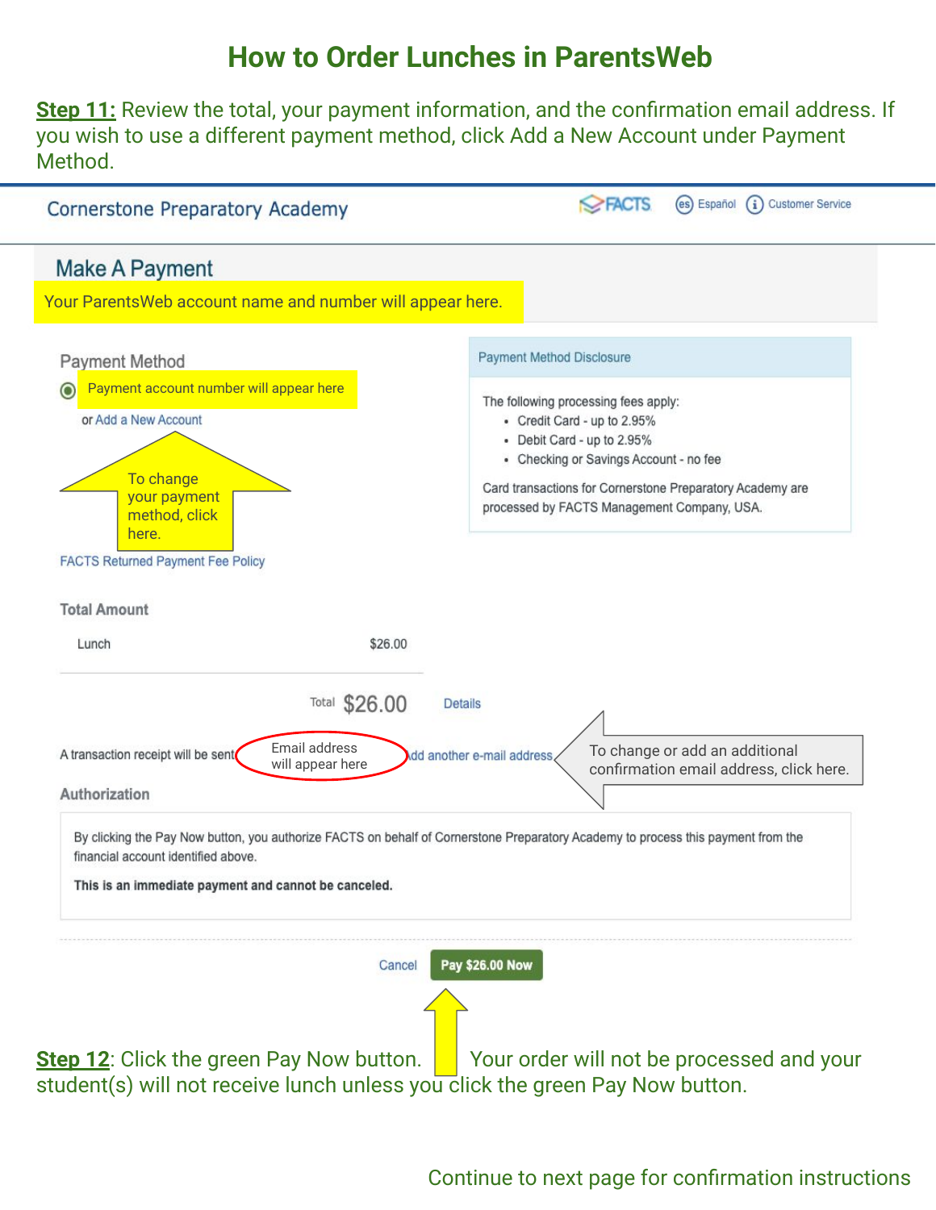# How to Order Lunches in ParentsWeb

**Step 11:** Review the total, your payment information, and the confirmation email address. If you wish to use a different payment method, click Add a New Account under Payment Method.

Cornerstone Preparatory Academy

FACTS | Español | Customer Service

## Make A Payment

Your ParentsWeb account name and number will appear here.

**Payment Method**

Payment account number will appear here

or Add a New Account

To change your payment method, click here.

FACTS Returned Payment Fee Policy

**Payment Method Disclosure**

The following processing fees apply:

- Credit Card - up to 2.95%
- Debit Card - up to 2.95%
- Checking or Savings Account - no fee

Card transactions for Cornerstone Preparatory Academy are processed by FACTS Management Company, USA.

**Total Amount**

| Lunch | $26.00 |
|---|---|

Total **$26.00** Details

A transaction receipt will be sent Email address will appear here Add another e-mail address

To change or add an additional confirmation email address, click here.

**Authorization**

By clicking the Pay Now button, you authorize FACTS on behalf of Cornerstone Preparatory Academy to process this payment from the financial account identified above.

**This is an immediate payment and cannot be canceled.**

Cancel | **Pay $26.00 Now**

**Step 12**: Click the green Pay Now button. Your order will not be processed and your student(s) will not receive lunch unless you click the green Pay Now button.

Continue to next page for confirmation instructions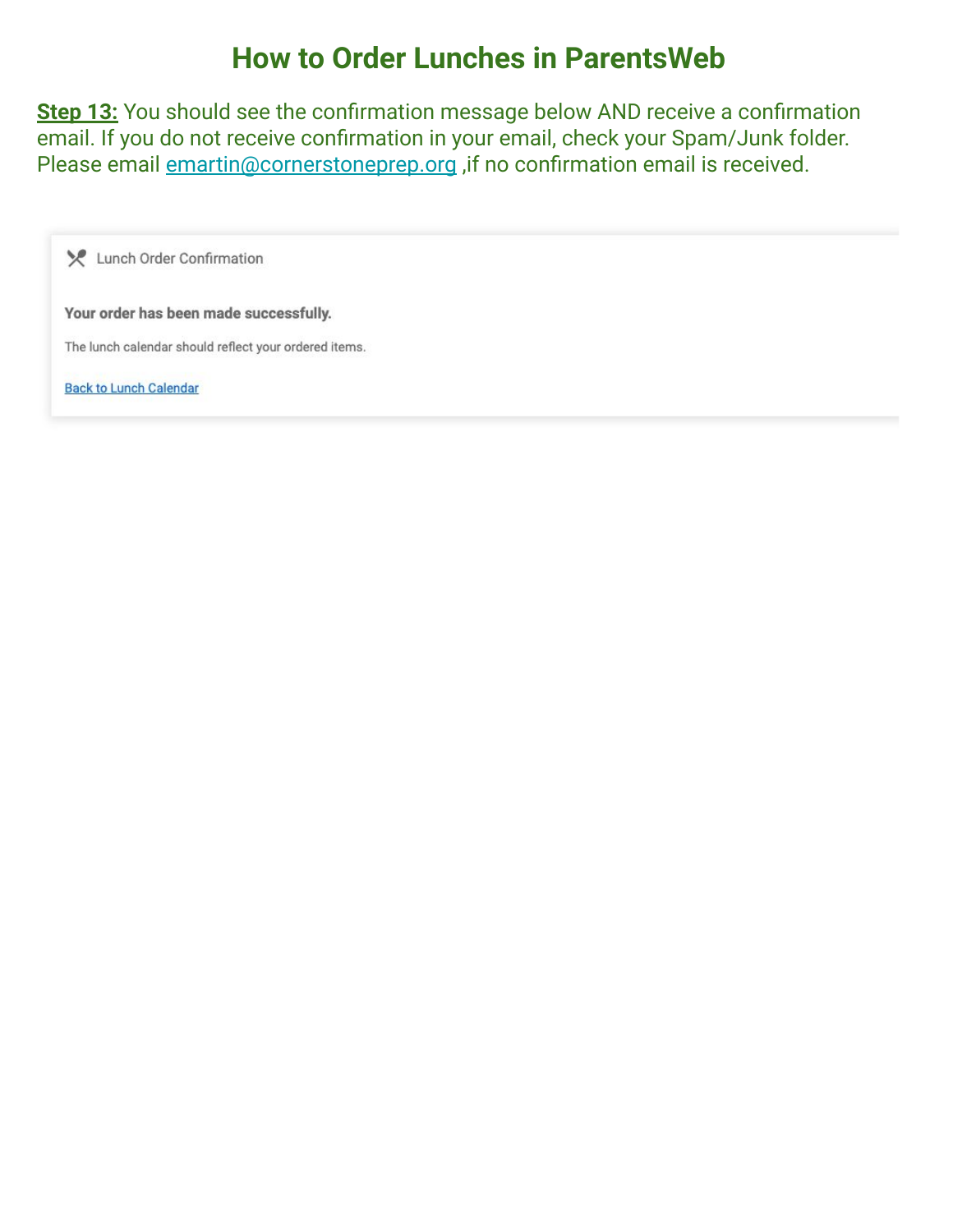# How to Order Lunches in ParentsWeb

**Step 13:** You should see the confirmation message below AND receive a confirmation email. If you do not receive confirmation in your email, check your Spam/Junk folder. Please email emartin@cornerstoneprep.org ,if no confirmation email is received.

Lunch Order Confirmation

**Your order has been made successfully.**

The lunch calendar should reflect your ordered items.

Back to Lunch Calendar